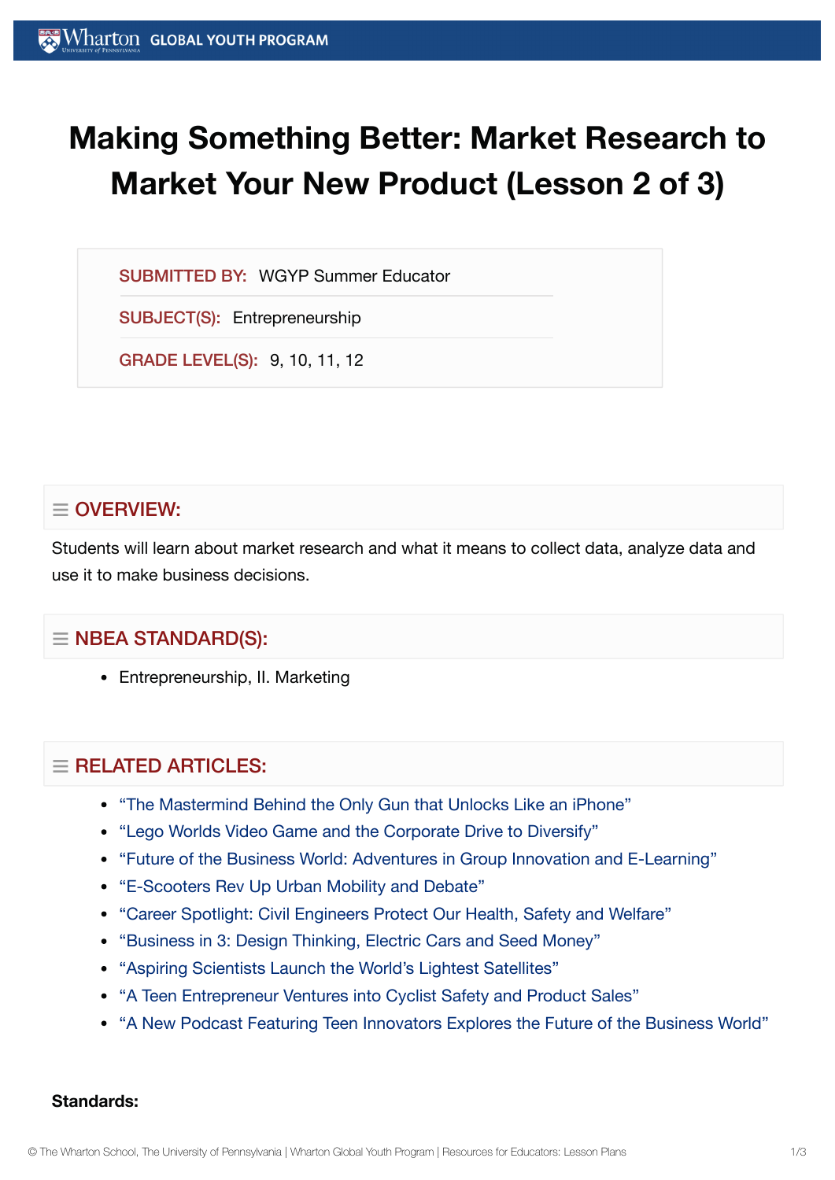# Making Something Better: Market Research to Market Your New Product (Lesson 2 of 3)

**SUBMITTED BY:** WGYP Summer Educator

**SUBJECT(S):** Entrepreneurship

**GRADE LEVEL(S):** 9, 10, 11, 12

## OVERVIEW:

Students will learn about market research and what it means to collect data, analyze data and use it to make business decisions.

## NBEA STANDARD(S):

- Entrepreneurship, II. Marketing

## RELATED ARTICLES:

- "The Mastermind Behind the Only Gun that Unlocks Like an iPhone"
- "Lego Worlds Video Game and the Corporate Drive to Diversify"
- "Future of the Business World: Adventures in Group Innovation and E-Learning"
- "E-Scooters Rev Up Urban Mobility and Debate"
- "Career Spotlight: Civil Engineers Protect Our Health, Safety and Welfare"
- "Business in 3: Design Thinking, Electric Cars and Seed Money"
- "Aspiring Scientists Launch the World's Lightest Satellites"
- "A Teen Entrepreneur Ventures into Cyclist Safety and Product Sales"
- "A New Podcast Featuring Teen Innovators Explores the Future of the Business World"

**Standards:**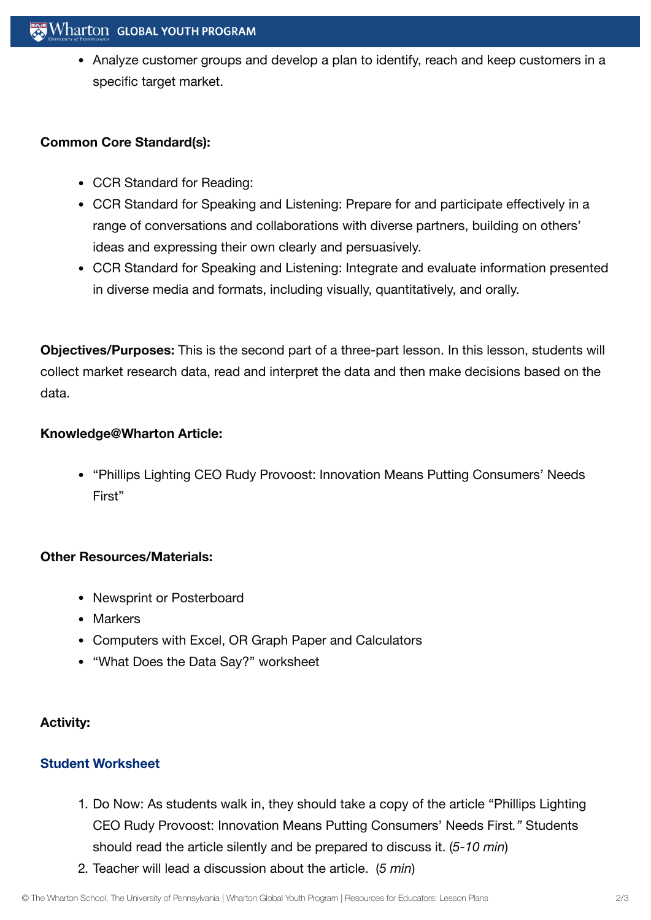- Analyze customer groups and develop a plan to identify, reach and keep customers in a specific target market.

**Common Core Standard(s):**

- CCR Standard for Reading:
- CCR Standard for Speaking and Listening: Prepare for and participate effectively in a range of conversations and collaborations with diverse partners, building on others' ideas and expressing their own clearly and persuasively.
- CCR Standard for Speaking and Listening: Integrate and evaluate information presented in diverse media and formats, including visually, quantitatively, and orally.

**Objectives/Purposes:** This is the second part of a three-part lesson. In this lesson, students will collect market research data, read and interpret the data and then make decisions based on the data.

**Knowledge@Wharton Article:**

- "Phillips Lighting CEO Rudy Provoost: Innovation Means Putting Consumers' Needs First"

**Other Resources/Materials:**

- Newsprint or Posterboard
- Markers
- Computers with Excel, OR Graph Paper and Calculators
- "What Does the Data Say?" worksheet

**Activity:**

**Student Worksheet**

1. Do Now: As students walk in, they should take a copy of the article "Phillips Lighting CEO Rudy Provoost: Innovation Means Putting Consumers' Needs First*."* Students should read the article silently and be prepared to discuss it. (*5-10 min*)
2. Teacher will lead a discussion about the article. (*5 min*)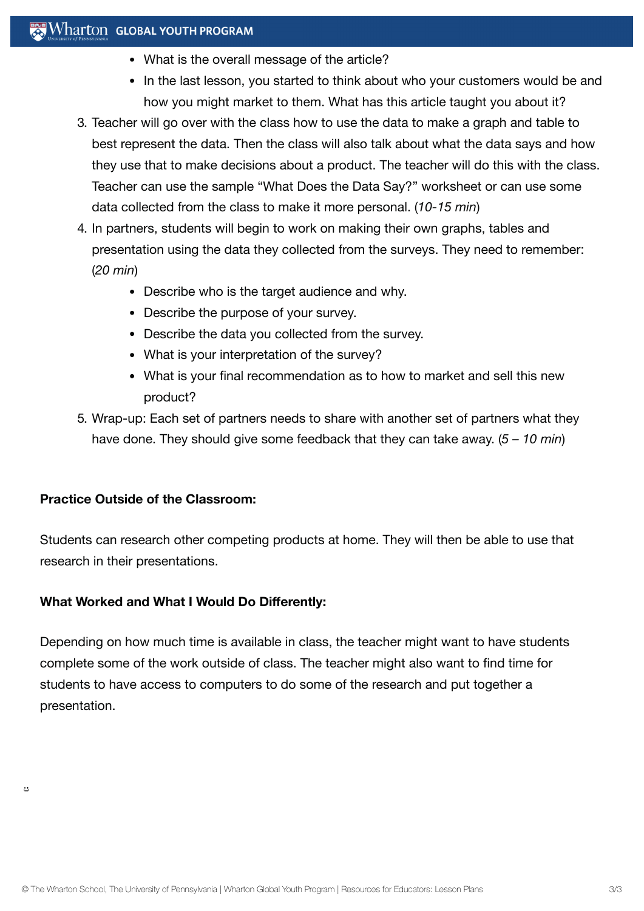- What is the overall message of the article?
- In the last lesson, you started to think about who your customers would be and how you might market to them. What has this article taught you about it?

3. Teacher will go over with the class how to use the data to make a graph and table to best represent the data. Then the class will also talk about what the data says and how they use that to make decisions about a product. The teacher will do this with the class. Teacher can use the sample "What Does the Data Say?" worksheet or can use some data collected from the class to make it more personal. (*10-15 min*)
4. In partners, students will begin to work on making their own graphs, tables and presentation using the data they collected from the surveys. They need to remember: (*20 min*)
   - Describe who is the target audience and why.
   - Describe the purpose of your survey.
   - Describe the data you collected from the survey.
   - What is your interpretation of the survey?
   - What is your final recommendation as to how to market and sell this new product?
5. Wrap-up: Each set of partners needs to share with another set of partners what they have done. They should give some feedback that they can take away. (*5 – 10 min*)

**Practice Outside of the Classroom:**

Students can research other competing products at home. They will then be able to use that research in their presentations.

**What Worked and What I Would Do Differently:**

Depending on how much time is available in class, the teacher might want to have students complete some of the work outside of class. The teacher might also want to find time for students to have access to computers to do some of the research and put together a presentation.